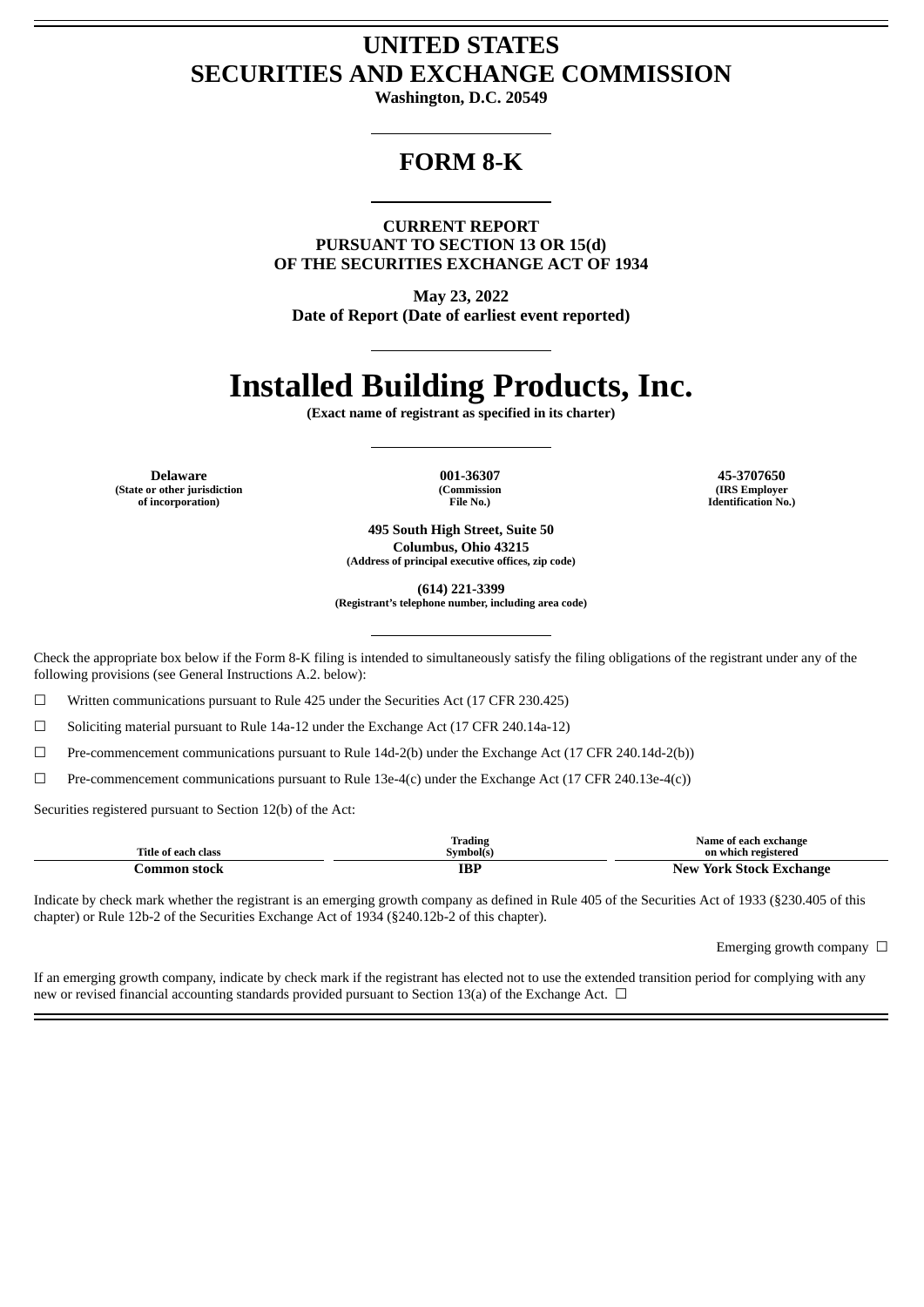# UNITED STATES
# SECURITIES AND EXCHANGE COMMISSION

**Washington, D.C. 20549**

## FORM 8-K

**CURRENT REPORT**
**PURSUANT TO SECTION 13 OR 15(d)**
**OF THE SECURITIES EXCHANGE ACT OF 1934**

**May 23, 2022**
**Date of Report (Date of earliest event reported)**

# Installed Building Products, Inc.

**(Exact name of registrant as specified in its charter)**

| **Delaware** | **001-36307** | **45-3707650** |
|---|---|---|
| **(State or other jurisdiction of incorporation)** | **(Commission File No.)** | **(IRS Employer Identification No.)** |

**495 South High Street, Suite 50**
**Columbus, Ohio 43215**
**(Address of principal executive offices, zip code)**

**(614) 221-3399**
**(Registrant's telephone number, including area code)**

Check the appropriate box below if the Form 8-K filing is intended to simultaneously satisfy the filing obligations of the registrant under any of the following provisions (see General Instructions A.2. below):

☐ Written communications pursuant to Rule 425 under the Securities Act (17 CFR 230.425)

☐ Soliciting material pursuant to Rule 14a-12 under the Exchange Act (17 CFR 240.14a-12)

☐ Pre-commencement communications pursuant to Rule 14d-2(b) under the Exchange Act (17 CFR 240.14d-2(b))

☐ Pre-commencement communications pursuant to Rule 13e-4(c) under the Exchange Act (17 CFR 240.13e-4(c))

Securities registered pursuant to Section 12(b) of the Act:

| Title of each class | Trading Symbol(s) | Name of each exchange on which registered |
|---|---|---|
| **Common stock** | **IBP** | **New York Stock Exchange** |

Indicate by check mark whether the registrant is an emerging growth company as defined in Rule 405 of the Securities Act of 1933 (§230.405 of this chapter) or Rule 12b-2 of the Securities Exchange Act of 1934 (§240.12b-2 of this chapter).

Emerging growth company ☐

If an emerging growth company, indicate by check mark if the registrant has elected not to use the extended transition period for complying with any new or revised financial accounting standards provided pursuant to Section 13(a) of the Exchange Act. ☐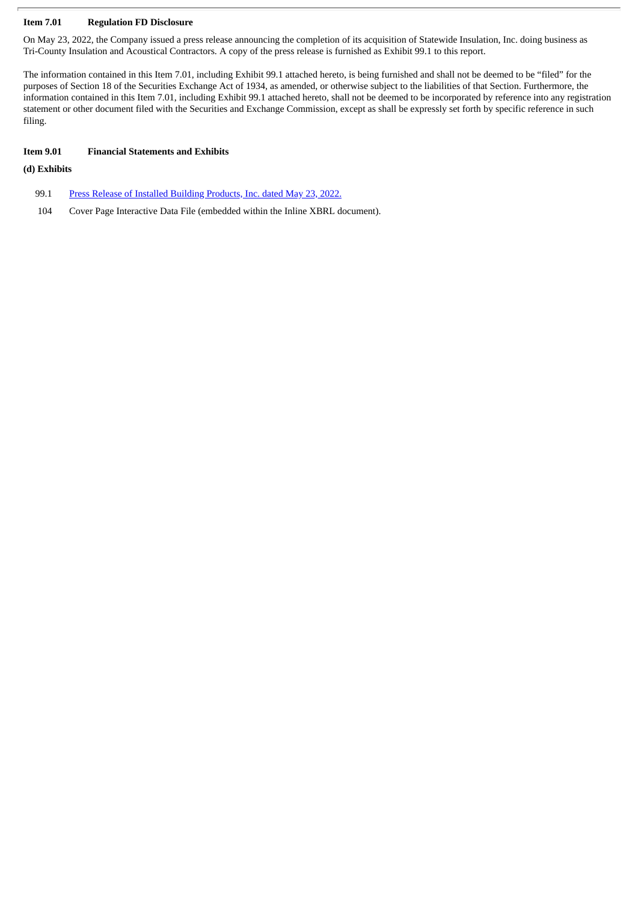**Item 7.01 Regulation FD Disclosure**

On May 23, 2022, the Company issued a press release announcing the completion of its acquisition of Statewide Insulation, Inc. doing business as Tri-County Insulation and Acoustical Contractors. A copy of the press release is furnished as Exhibit 99.1 to this report.

The information contained in this Item 7.01, including Exhibit 99.1 attached hereto, is being furnished and shall not be deemed to be "filed" for the purposes of Section 18 of the Securities Exchange Act of 1934, as amended, or otherwise subject to the liabilities of that Section. Furthermore, the information contained in this Item 7.01, including Exhibit 99.1 attached hereto, shall not be deemed to be incorporated by reference into any registration statement or other document filed with the Securities and Exchange Commission, except as shall be expressly set forth by specific reference in such filing.

**Item 9.01 Financial Statements and Exhibits**

**(d) Exhibits**

| | |
|---|---|
| 99.1 | Press Release of Installed Building Products, Inc. dated May 23, 2022. |
| 104 | Cover Page Interactive Data File (embedded within the Inline XBRL document). |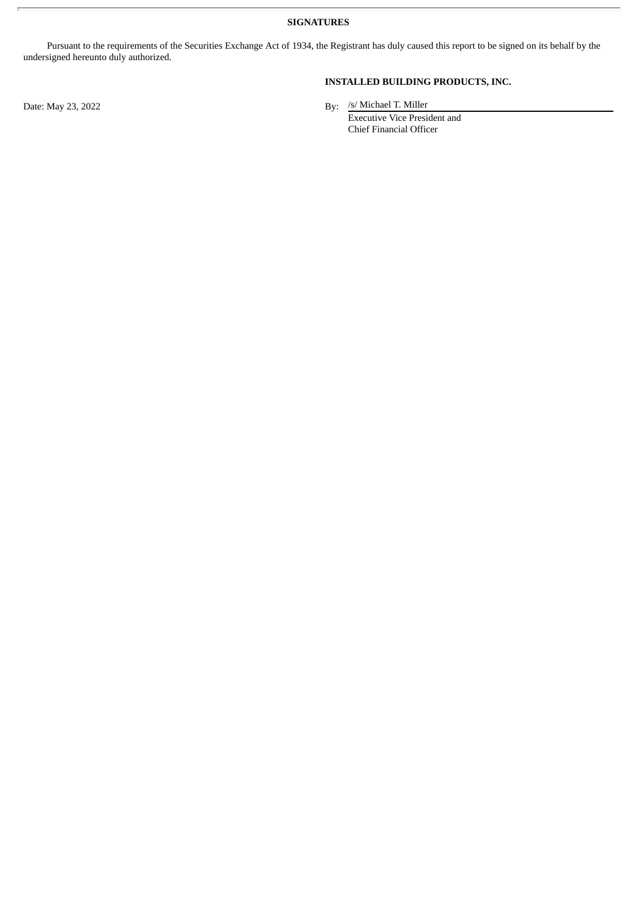**SIGNATURES**

Pursuant to the requirements of the Securities Exchange Act of 1934, the Registrant has duly caused this report to be signed on its behalf by the undersigned hereunto duly authorized.

**INSTALLED BUILDING PRODUCTS, INC.**

Date: May 23, 2022

By: /s/ Michael T. Miller
Executive Vice President and
Chief Financial Officer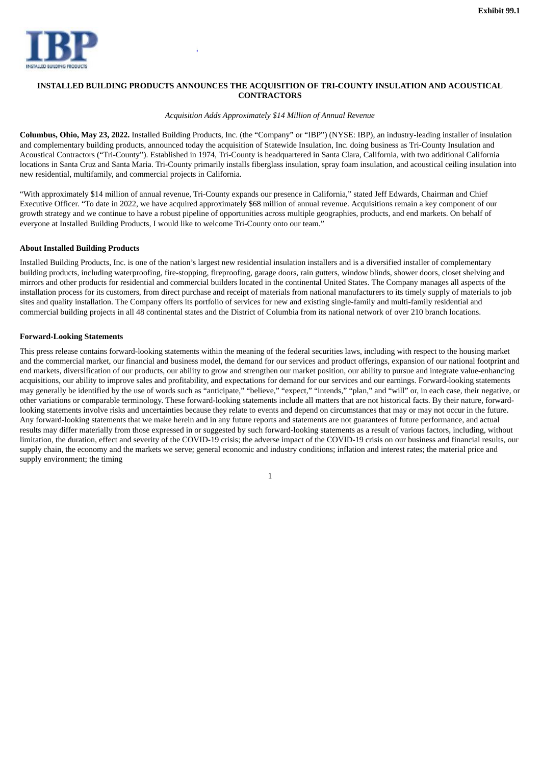Exhibit 99.1

# INSTALLED BUILDING PRODUCTS ANNOUNCES THE ACQUISITION OF TRI-COUNTY INSULATION AND ACOUSTICAL CONTRACTORS

*Acquisition Adds Approximately $14 Million of Annual Revenue*

**Columbus, Ohio, May 23, 2022.** Installed Building Products, Inc. (the "Company" or "IBP") (NYSE: IBP), an industry-leading installer of insulation and complementary building products, announced today the acquisition of Statewide Insulation, Inc. doing business as Tri-County Insulation and Acoustical Contractors ("Tri-County"). Established in 1974, Tri-County is headquartered in Santa Clara, California, with two additional California locations in Santa Cruz and Santa Maria. Tri-County primarily installs fiberglass insulation, spray foam insulation, and acoustical ceiling insulation into new residential, multifamily, and commercial projects in California.

"With approximately $14 million of annual revenue, Tri-County expands our presence in California," stated Jeff Edwards, Chairman and Chief Executive Officer. "To date in 2022, we have acquired approximately $68 million of annual revenue. Acquisitions remain a key component of our growth strategy and we continue to have a robust pipeline of opportunities across multiple geographies, products, and end markets. On behalf of everyone at Installed Building Products, I would like to welcome Tri-County onto our team."

## About Installed Building Products

Installed Building Products, Inc. is one of the nation's largest new residential insulation installers and is a diversified installer of complementary building products, including waterproofing, fire-stopping, fireproofing, garage doors, rain gutters, window blinds, shower doors, closet shelving and mirrors and other products for residential and commercial builders located in the continental United States. The Company manages all aspects of the installation process for its customers, from direct purchase and receipt of materials from national manufacturers to its timely supply of materials to job sites and quality installation. The Company offers its portfolio of services for new and existing single-family and multi-family residential and commercial building projects in all 48 continental states and the District of Columbia from its national network of over 210 branch locations.

## Forward-Looking Statements

This press release contains forward-looking statements within the meaning of the federal securities laws, including with respect to the housing market and the commercial market, our financial and business model, the demand for our services and product offerings, expansion of our national footprint and end markets, diversification of our products, our ability to grow and strengthen our market position, our ability to pursue and integrate value-enhancing acquisitions, our ability to improve sales and profitability, and expectations for demand for our services and our earnings. Forward-looking statements may generally be identified by the use of words such as "anticipate," "believe," "expect," "intends," "plan," and "will" or, in each case, their negative, or other variations or comparable terminology. These forward-looking statements include all matters that are not historical facts. By their nature, forward-looking statements involve risks and uncertainties because they relate to events and depend on circumstances that may or may not occur in the future. Any forward-looking statements that we make herein and in any future reports and statements are not guarantees of future performance, and actual results may differ materially from those expressed in or suggested by such forward-looking statements as a result of various factors, including, without limitation, the duration, effect and severity of the COVID-19 crisis; the adverse impact of the COVID-19 crisis on our business and financial results, our supply chain, the economy and the markets we serve; general economic and industry conditions; inflation and interest rates; the material price and supply environment; the timing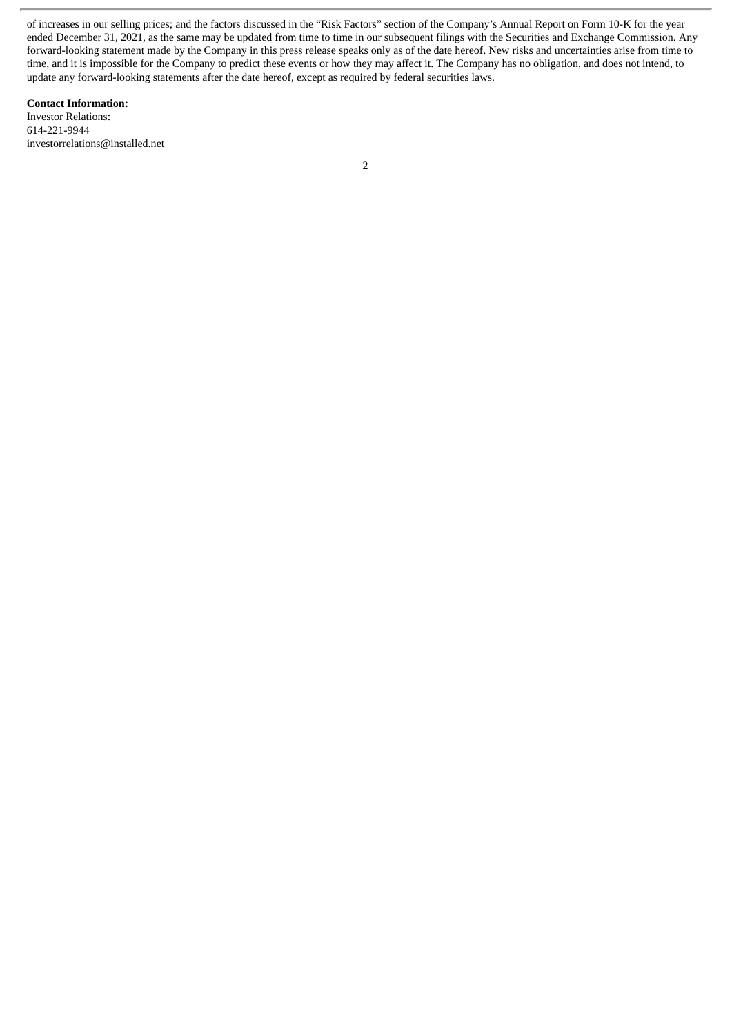of increases in our selling prices; and the factors discussed in the "Risk Factors" section of the Company's Annual Report on Form 10-K for the year ended December 31, 2021, as the same may be updated from time to time in our subsequent filings with the Securities and Exchange Commission. Any forward-looking statement made by the Company in this press release speaks only as of the date hereof. New risks and uncertainties arise from time to time, and it is impossible for the Company to predict these events or how they may affect it. The Company has no obligation, and does not intend, to update any forward-looking statements after the date hereof, except as required by federal securities laws.

**Contact Information:**
Investor Relations:
614-221-9944
investorrelations@installed.net